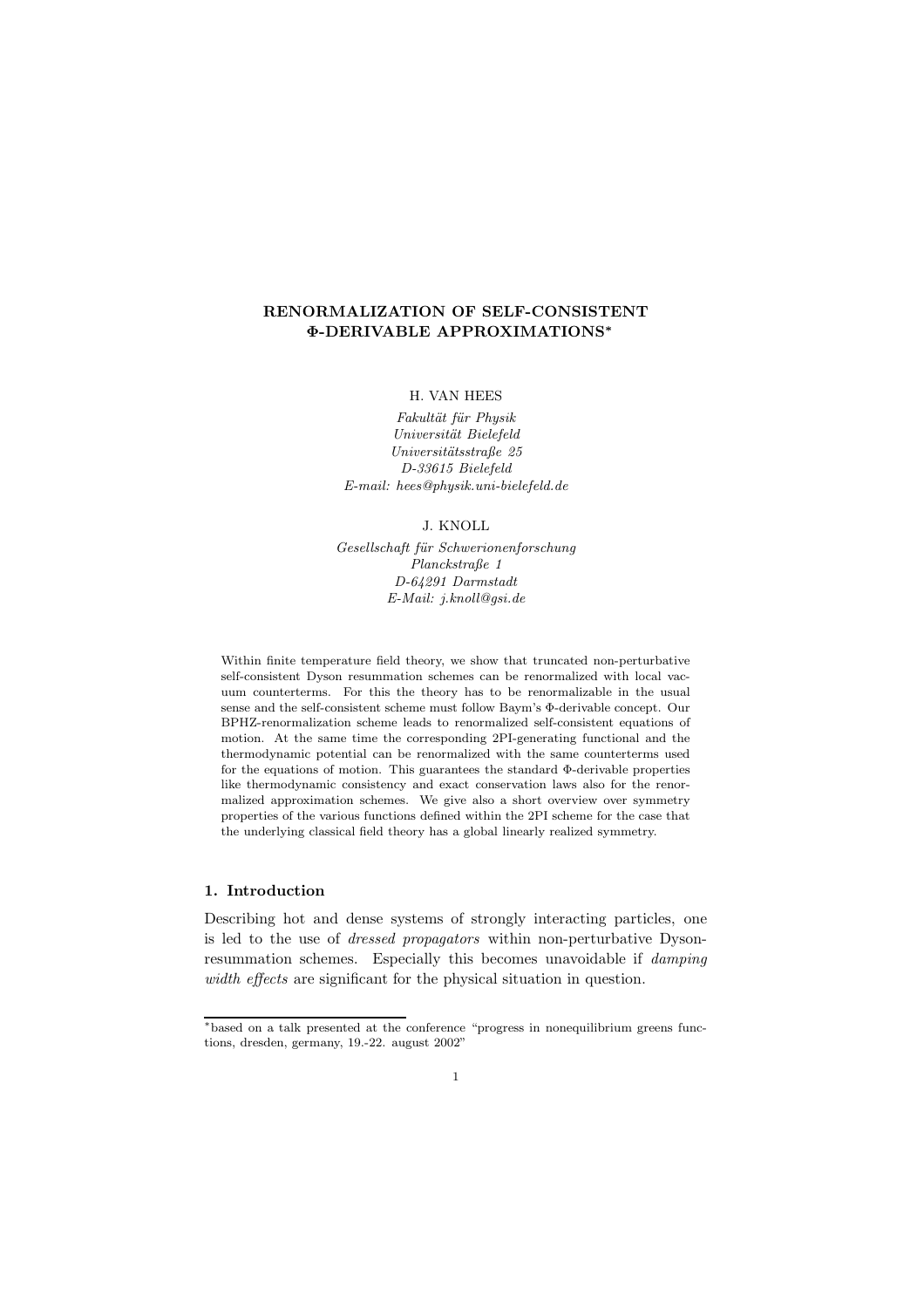# RENORMALIZATION OF SELF-CONSISTENT $\Phi$-DERIVABLE APPROXIMATIONS*

H. VAN HEES

*Fakultät für Physik*
*Universität Bielefeld*
*Universitätsstraße 25*
*D-33615 Bielefeld*
*E-mail: hees@physik.uni-bielefeld.de*

J. KNOLL

*Gesellschaft für Schwerionenforschung*
*Planckstraße 1*
*D-64291 Darmstadt*
*E-Mail: j.knoll@gsi.de*

Within finite temperature field theory, we show that truncated non-perturbative self-consistent Dyson resummation schemes can be renormalized with local vacuum counterterms. For this the theory has to be renormalizable in the usual sense and the self-consistent scheme must follow Baym's $\Phi$-derivable concept. Our BPHZ-renormalization scheme leads to renormalized self-consistent equations of motion. At the same time the corresponding 2PI-generating functional and the thermodynamic potential can be renormalized with the same counterterms used for the equations of motion. This guarantees the standard $\Phi$-derivable properties like thermodynamic consistency and exact conservation laws also for the renormalized approximation schemes. We give also a short overview over symmetry properties of the various functions defined within the 2PI scheme for the case that the underlying classical field theory has a global linearly realized symmetry.

## 1. Introduction

Describing hot and dense systems of strongly interacting particles, one is led to the use of *dressed propagators* within non-perturbative Dyson-resummation schemes. Especially this becomes unavoidable if *damping width effects* are significant for the physical situation in question.

*based on a talk presented at the conference "progress in nonequilibrium greens functions, dresden, germany, 19.-22. august 2002"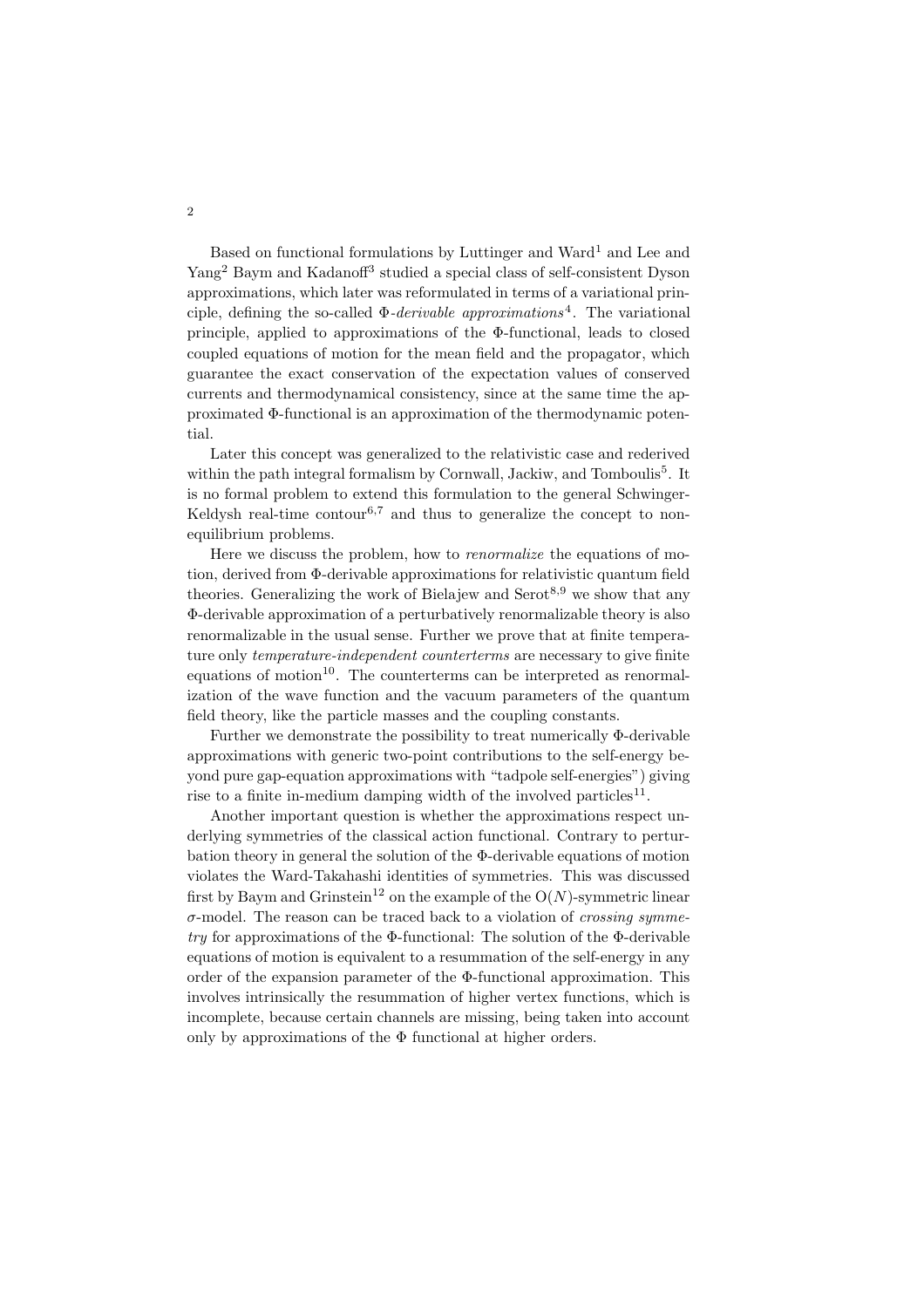Based on functional formulations by Luttinger and Ward[1] and Lee and Yang[2] Baym and Kadanoff[3] studied a special class of self-consistent Dyson approximations, which later was reformulated in terms of a variational principle, defining the so-called *Φ-derivable approximations*[4]. The variational principle, applied to approximations of the Φ-functional, leads to closed coupled equations of motion for the mean field and the propagator, which guarantee the exact conservation of the expectation values of conserved currents and thermodynamical consistency, since at the same time the approximated Φ-functional is an approximation of the thermodynamic potential.

Later this concept was generalized to the relativistic case and rederived within the path integral formalism by Cornwall, Jackiw, and Tomboulis[5]. It is no formal problem to extend this formulation to the general Schwinger-Keldysh real-time contour[6,7] and thus to generalize the concept to non-equilibrium problems.

Here we discuss the problem, how to *renormalize* the equations of motion, derived from Φ-derivable approximations for relativistic quantum field theories. Generalizing the work of Bielajew and Serot[8,9] we show that any Φ-derivable approximation of a perturbatively renormalizable theory is also renormalizable in the usual sense. Further we prove that at finite temperature only *temperature-independent counterterms* are necessary to give finite equations of motion[10]. The counterterms can be interpreted as renormalization of the wave function and the vacuum parameters of the quantum field theory, like the particle masses and the coupling constants.

Further we demonstrate the possibility to treat numerically Φ-derivable approximations with generic two-point contributions to the self-energy beyond pure gap-equation approximations with "tadpole self-energies") giving rise to a finite in-medium damping width of the involved particles[11].

Another important question is whether the approximations respect underlying symmetries of the classical action functional. Contrary to perturbation theory in general the solution of the Φ-derivable equations of motion violates the Ward-Takahashi identities of symmetries. This was discussed first by Baym and Grinstein[12] on the example of the $O(N)$-symmetric linear $\sigma$-model. The reason can be traced back to a violation of *crossing symmetry* for approximations of the Φ-functional: The solution of the Φ-derivable equations of motion is equivalent to a resummation of the self-energy in any order of the expansion parameter of the Φ-functional approximation. This involves intrinsically the resummation of higher vertex functions, which is incomplete, because certain channels are missing, being taken into account only by approximations of the Φ functional at higher orders.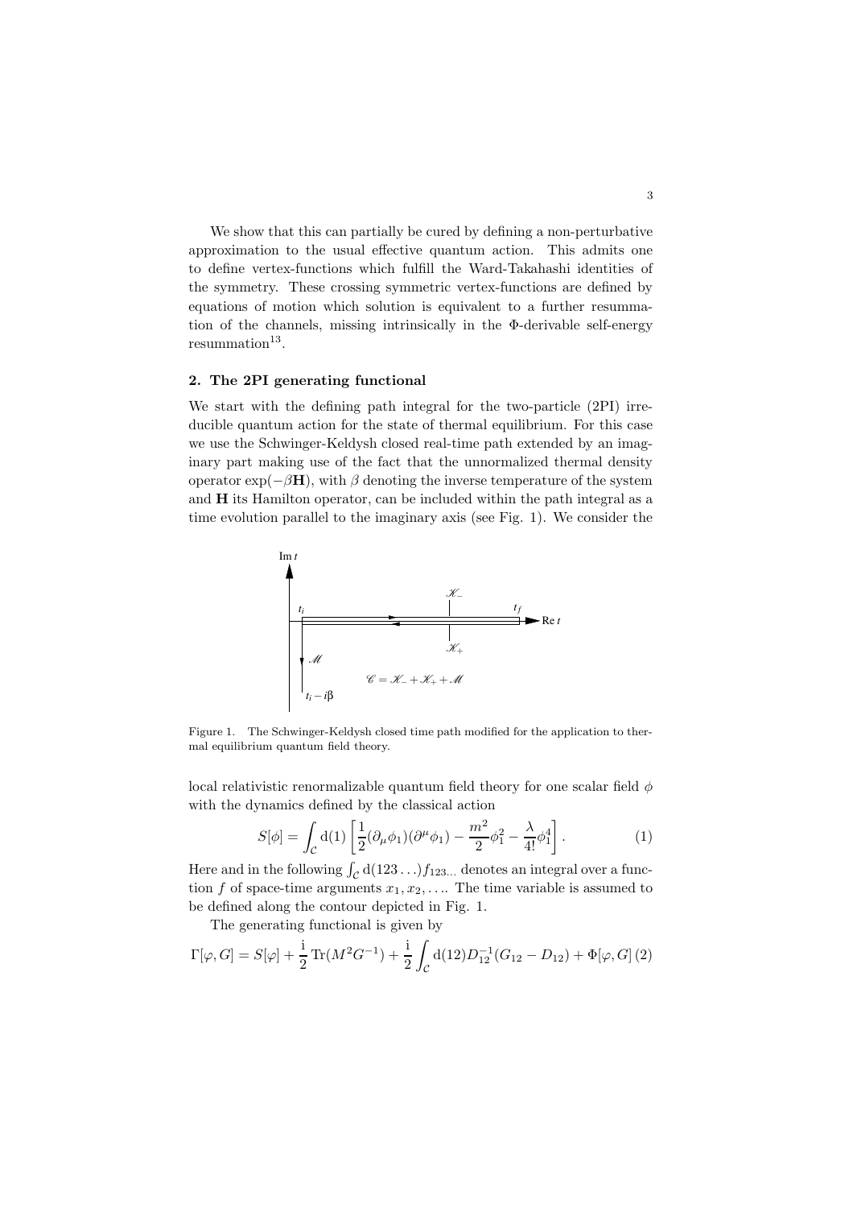We show that this can partially be cured by defining a non-perturbative approximation to the usual effective quantum action. This admits one to define vertex-functions which fulfill the Ward-Takahashi identities of the symmetry. These crossing symmetric vertex-functions are defined by equations of motion which solution is equivalent to a further resummation of the channels, missing intrinsically in the Φ-derivable self-energy resummation[13].

## 2. The 2PI generating functional

We start with the defining path integral for the two-particle (2PI) irreducible quantum action for the state of thermal equilibrium. For this case we use the Schwinger-Keldysh closed real-time path extended by an imaginary part making use of the fact that the unnormalized thermal density operator $\exp(-\beta \mathbf{H})$, with $\beta$ denoting the inverse temperature of the system and $\mathbf{H}$ its Hamilton operator, can be included within the path integral as a time evolution parallel to the imaginary axis (see Fig. 1). We consider the

Figure 1. The Schwinger-Keldysh closed time path modified for the application to thermal equilibrium quantum field theory.

local relativistic renormalizable quantum field theory for one scalar field $\phi$ with the dynamics defined by the classical action

$$S[\phi] = \int_{\mathcal{C}} \mathrm{d}(1) \left[ \frac{1}{2}(\partial_\mu \phi_1)(\partial^\mu \phi_1) - \frac{m^2}{2}\phi_1^2 - \frac{\lambda}{4!}\phi_1^4 \right]. \tag{1}$$

Here and in the following $\int_{\mathcal{C}} \mathrm{d}(123\ldots) f_{123\ldots}$ denotes an integral over a function $f$ of space-time arguments $x_1, x_2, \ldots$. The time variable is assumed to be defined along the contour depicted in Fig. 1.

The generating functional is given by

$$\Gamma[\varphi, G] = S[\varphi] + \frac{\mathrm{i}}{2} \operatorname{Tr}(M^2 G^{-1}) + \frac{\mathrm{i}}{2} \int_{\mathcal{C}} \mathrm{d}(12) D_{12}^{-1}(G_{12} - D_{12}) + \Phi[\varphi, G] \tag{2}$$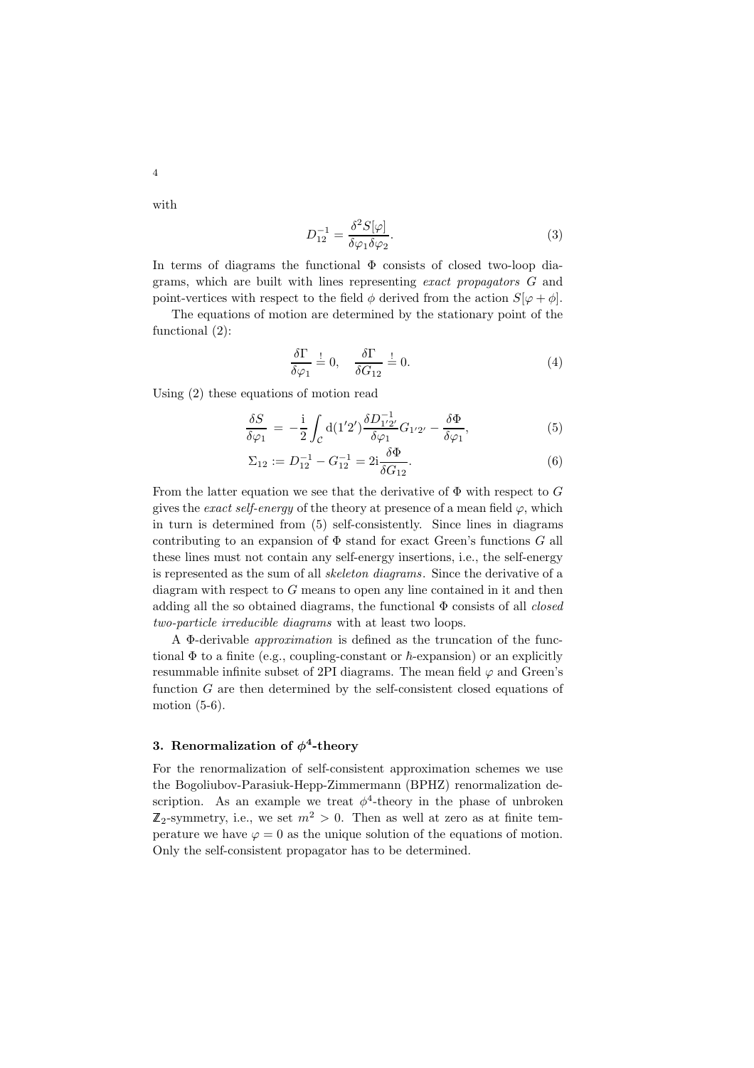with

$$D_{12}^{-1} = \frac{\delta^2 S[\varphi]}{\delta\varphi_1 \delta\varphi_2}. \tag{3}$$

In terms of diagrams the functional $\Phi$ consists of closed two-loop diagrams, which are built with lines representing *exact propagators* $G$ and point-vertices with respect to the field $\phi$ derived from the action $S[\varphi + \phi]$.

The equations of motion are determined by the stationary point of the functional (2):

$$\frac{\delta\Gamma}{\delta\varphi_1} \stackrel{!}{=} 0, \quad \frac{\delta\Gamma}{\delta G_{12}} \stackrel{!}{=} 0. \tag{4}$$

Using (2) these equations of motion read

$$\frac{\delta S}{\delta\varphi_1} = -\frac{\mathrm{i}}{2}\int_{\mathcal{C}} \mathrm{d}(1'2') \frac{\delta D_{1'2'}^{-1}}{\delta\varphi_1} G_{1'2'} - \frac{\delta\Phi}{\delta\varphi_1}, \tag{5}$$

$$\Sigma_{12} := D_{12}^{-1} - G_{12}^{-1} = 2\mathrm{i}\frac{\delta\Phi}{\delta G_{12}}. \tag{6}$$

From the latter equation we see that the derivative of $\Phi$ with respect to $G$ gives the *exact self-energy* of the theory at presence of a mean field $\varphi$, which in turn is determined from (5) self-consistently. Since lines in diagrams contributing to an expansion of $\Phi$ stand for exact Green's functions $G$ all these lines must not contain any self-energy insertions, i.e., the self-energy is represented as the sum of all *skeleton diagrams*. Since the derivative of a diagram with respect to $G$ means to open any line contained in it and then adding all the so obtained diagrams, the functional $\Phi$ consists of all *closed two-particle irreducible diagrams* with at least two loops.

A $\Phi$-derivable *approximation* is defined as the truncation of the functional $\Phi$ to a finite (e.g., coupling-constant or $\hbar$-expansion) or an explicitly resummable infinite subset of 2PI diagrams. The mean field $\varphi$ and Green's function $G$ are then determined by the self-consistent closed equations of motion (5-6).

## 3. Renormalization of $\phi^4$-theory

For the renormalization of self-consistent approximation schemes we use the Bogoliubov-Parasiuk-Hepp-Zimmermann (BPHZ) renormalization description. As an example we treat $\phi^4$-theory in the phase of unbroken $\mathbb{Z}_2$-symmetry, i.e., we set $m^2 > 0$. Then as well at zero as at finite temperature we have $\varphi = 0$ as the unique solution of the equations of motion. Only the self-consistent propagator has to be determined.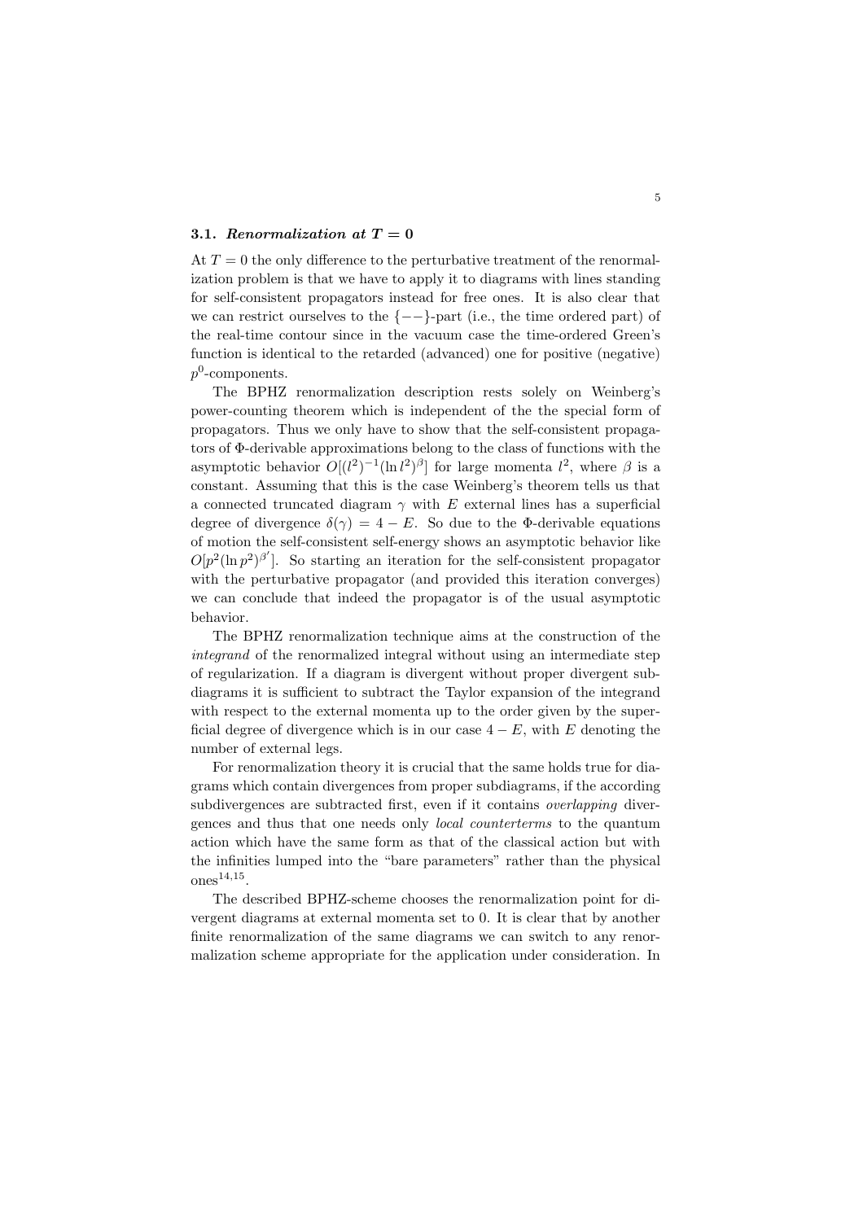### 3.1. *Renormalization at $T = 0$*

At $T = 0$ the only difference to the perturbative treatment of the renormalization problem is that we have to apply it to diagrams with lines standing for self-consistent propagators instead for free ones. It is also clear that we can restrict ourselves to the $\{--\}$-part (i.e., the time ordered part) of the real-time contour since in the vacuum case the time-ordered Green's function is identical to the retarded (advanced) one for positive (negative) $p^0$-components.

The BPHZ renormalization description rests solely on Weinberg's power-counting theorem which is independent of the the special form of propagators. Thus we only have to show that the self-consistent propagators of $\Phi$-derivable approximations belong to the class of functions with the asymptotic behavior $O[(l^2)^{-1}(\ln l^2)^\beta]$ for large momenta $l^2$, where $\beta$ is a constant. Assuming that this is the case Weinberg's theorem tells us that a connected truncated diagram $\gamma$ with $E$ external lines has a superficial degree of divergence $\delta(\gamma) = 4 - E$. So due to the $\Phi$-derivable equations of motion the self-consistent self-energy shows an asymptotic behavior like $O[p^2(\ln p^2)^{\beta'}]$. So starting an iteration for the self-consistent propagator with the perturbative propagator (and provided this iteration converges) we can conclude that indeed the propagator is of the usual asymptotic behavior.

The BPHZ renormalization technique aims at the construction of the *integrand* of the renormalized integral without using an intermediate step of regularization. If a diagram is divergent without proper divergent subdiagrams it is sufficient to subtract the Taylor expansion of the integrand with respect to the external momenta up to the order given by the superficial degree of divergence which is in our case $4 - E$, with $E$ denoting the number of external legs.

For renormalization theory it is crucial that the same holds true for diagrams which contain divergences from proper subdiagrams, if the according subdivergences are subtracted first, even if it contains *overlapping* divergences and thus that one needs only *local counterterms* to the quantum action which have the same form as that of the classical action but with the infinities lumped into the "bare parameters" rather than the physical ones[14,15].

The described BPHZ-scheme chooses the renormalization point for divergent diagrams at external momenta set to 0. It is clear that by another finite renormalization of the same diagrams we can switch to any renormalization scheme appropriate for the application under consideration. In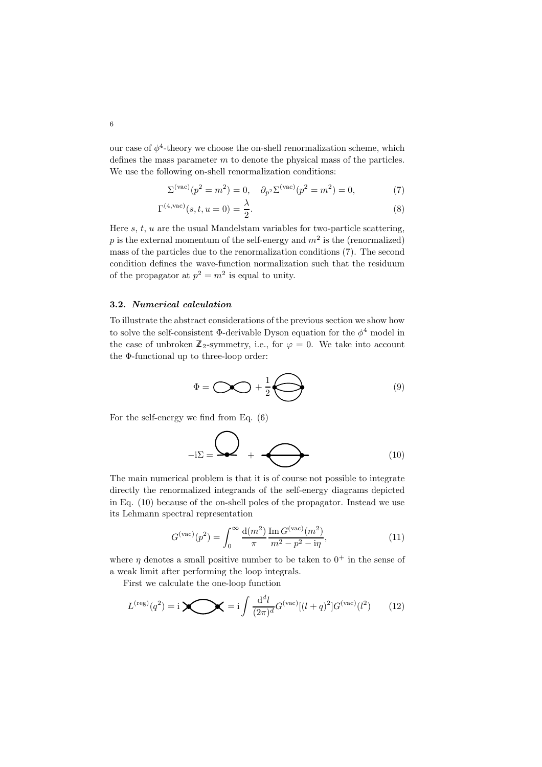our case of $\phi^4$-theory we choose the on-shell renormalization scheme, which defines the mass parameter $m$ to denote the physical mass of the particles. We use the following on-shell renormalization conditions:

$$\Sigma^{(\text{vac})}(p^2 = m^2) = 0, \quad \partial_{p^2}\Sigma^{(\text{vac})}(p^2 = m^2) = 0, \tag{7}$$

$$\Gamma^{(4,\text{vac})}(s,t,u=0) = \frac{\lambda}{2}. \tag{8}$$

Here $s$, $t$, $u$ are the usual Mandelstam variables for two-particle scattering, $p$ is the external momentum of the self-energy and $m^2$ is the (renormalized) mass of the particles due to the renormalization conditions (7). The second condition defines the wave-function normalization such that the residuum of the propagator at $p^2 = m^2$ is equal to unity.

### 3.2. *Numerical calculation*

To illustrate the abstract considerations of the previous section we show how to solve the self-consistent $\Phi$-derivable Dyson equation for the $\phi^4$ model in the case of unbroken $\mathbb{Z}_2$-symmetry, i.e., for $\varphi = 0$. We take into account the $\Phi$-functional up to three-loop order:

$$\Phi = [\text{diagram}] + \frac{1}{2}[\text{diagram}] \tag{9}$$

For the self-energy we find from Eq. (6)

$$-\mathrm{i}\Sigma = [\text{diagram}] + [\text{diagram}] \tag{10}$$

The main numerical problem is that it is of course not possible to integrate directly the renormalized integrands of the self-energy diagrams depicted in Eq. (10) because of the on-shell poles of the propagator. Instead we use its Lehmann spectral representation

$$G^{(\text{vac})}(p^2) = \int_0^\infty \frac{\mathrm{d}(m^2)}{\pi} \frac{\operatorname{Im} G^{(\text{vac})}(m^2)}{m^2 - p^2 - \mathrm{i}\eta}, \tag{11}$$

where $\eta$ denotes a small positive number to be taken to $0^+$ in the sense of a weak limit after performing the loop integrals.

First we calculate the one-loop function

$$L^{(\text{reg})}(q^2) = \mathrm{i}\,[\text{diagram}] = \mathrm{i}\int \frac{\mathrm{d}^d l}{(2\pi)^d} G^{(\text{vac})}[(l+q)^2] G^{(\text{vac})}(l^2) \tag{12}$$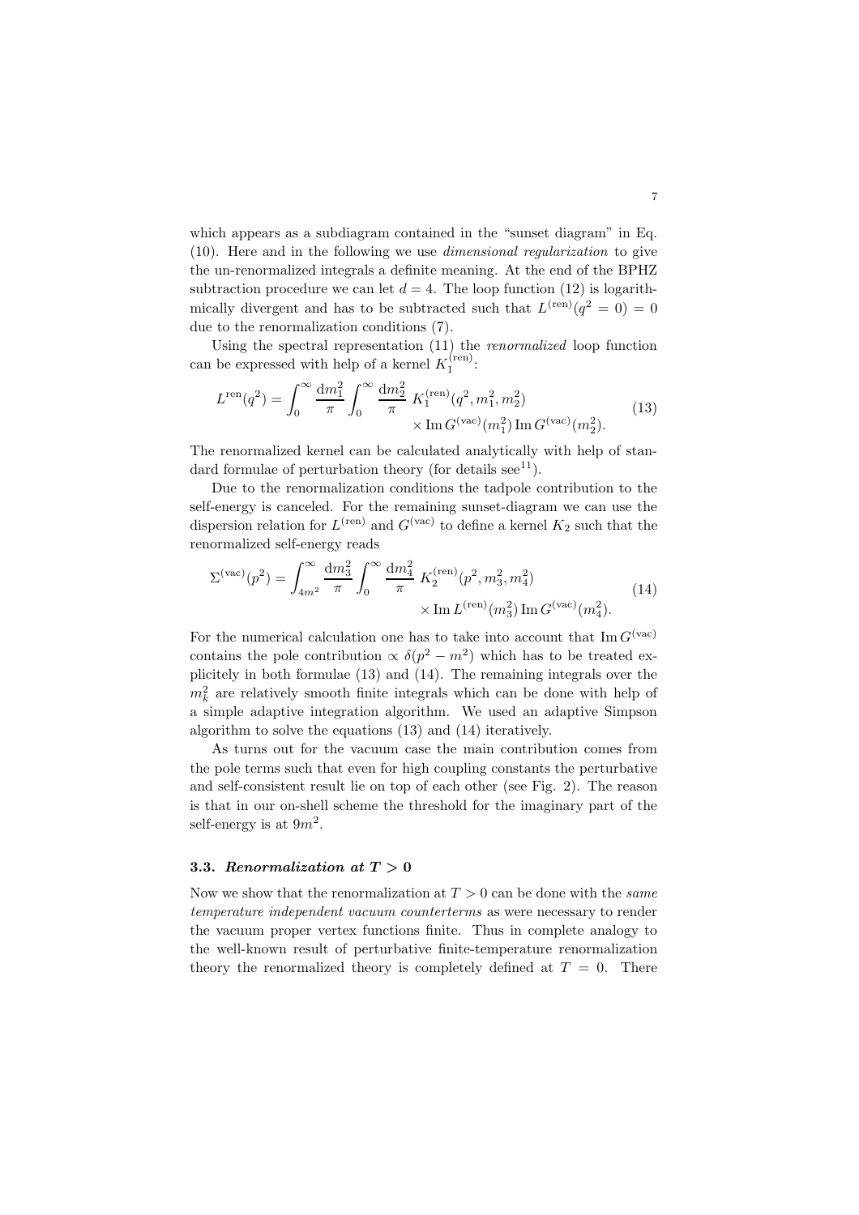which appears as a subdiagram contained in the "sunset diagram" in Eq. (10). Here and in the following we use *dimensional regularization* to give the un-renormalized integrals a definite meaning. At the end of the BPHZ subtraction procedure we can let $d = 4$. The loop function (12) is logarithmically divergent and has to be subtracted such that $L^{(\text{ren})}(q^2 = 0) = 0$ due to the renormalization conditions (7).

Using the spectral representation (11) the *renormalized* loop function can be expressed with help of a kernel $K_1^{(\text{ren})}$:

$$L^{\text{ren}}(q^2) = \int_0^\infty \frac{\mathrm{d}m_1^2}{\pi} \int_0^\infty \frac{\mathrm{d}m_2^2}{\pi} \; K_1^{(\text{ren})}(q^2, m_1^2, m_2^2) \times \operatorname{Im} G^{(\text{vac})}(m_1^2) \operatorname{Im} G^{(\text{vac})}(m_2^2). \tag{13}$$

The renormalized kernel can be calculated analytically with help of standard formulae of perturbation theory (for details see[11]).

Due to the renormalization conditions the tadpole contribution to the self-energy is canceled. For the remaining sunset-diagram we can use the dispersion relation for $L^{(\text{ren})}$ and $G^{(\text{vac})}$ to define a kernel $K_2$ such that the renormalized self-energy reads

$$\Sigma^{(\text{vac})}(p^2) = \int_{4m^2}^\infty \frac{\mathrm{d}m_3^2}{\pi} \int_0^\infty \frac{\mathrm{d}m_4^2}{\pi} \; K_2^{(\text{ren})}(p^2, m_3^2, m_4^2) \times \operatorname{Im} L^{(\text{ren})}(m_3^2) \operatorname{Im} G^{(\text{vac})}(m_4^2). \tag{14}$$

For the numerical calculation one has to take into account that $\operatorname{Im} G^{(\text{vac})}$ contains the pole contribution $\propto \delta(p^2 - m^2)$ which has to be treated explicitly in both formulae (13) and (14). The remaining integrals over the $m_k^2$ are relatively smooth finite integrals which can be done with help of a simple adaptive integration algorithm. We used an adaptive Simpson algorithm to solve the equations (13) and (14) iteratively.

As turns out for the vacuum case the main contribution comes from the pole terms such that even for high coupling constants the perturbative and self-consistent result lie on top of each other (see Fig. 2). The reason is that in our on-shell scheme the threshold for the imaginary part of the self-energy is at $9m^2$.

### 3.3. *Renormalization at $T > 0$*

Now we show that the renormalization at $T > 0$ can be done with the *same temperature independent vacuum counterterms* as were necessary to render the vacuum proper vertex functions finite. Thus in complete analogy to the well-known result of perturbative finite-temperature renormalization theory the renormalized theory is completely defined at $T = 0$. There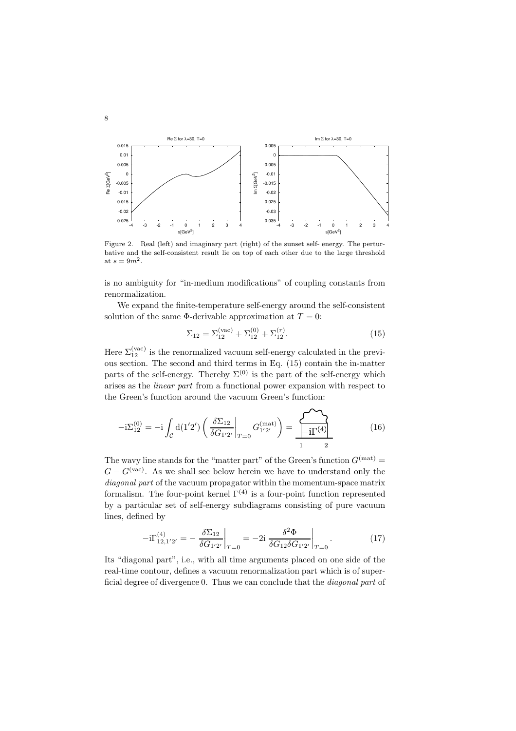Figure 2. Real (left) and imaginary part (right) of the sunset self- energy. The perturbative and the self-consistent result lie on top of each other due to the large threshold at $s = 9m^2$.

is no ambiguity for "in-medium modifications" of coupling constants from renormalization.

We expand the finite-temperature self-energy around the self-consistent solution of the same Φ-derivable approximation at $T = 0$:

$$\Sigma_{12} = \Sigma_{12}^{(\mathrm{vac})} + \Sigma_{12}^{(0)} + \Sigma_{12}^{(r)}. \tag{15}$$

Here $\Sigma_{12}^{(\mathrm{vac})}$ is the renormalized vacuum self-energy calculated in the previous section. The second and third terms in Eq. (15) contain the in-matter parts of the self-energy. Thereby $\Sigma^{(0)}$ is the part of the self-energy which arises as the *linear part* from a functional power expansion with respect to the Green's function around the vacuum Green's function:

$$-\mathrm{i}\Sigma_{12}^{(0)} = -\mathrm{i} \int_{\mathcal{C}} \mathrm{d}(1'2') \left( \left. \frac{\delta \Sigma_{12}}{\delta G_{1'2'}} \right|_{T=0} G_{1'2'}^{(\mathrm{mat})} \right) = \underset{1 \qquad 2}{\boxed{-\mathrm{i}\Gamma^{(4)}}} \tag{16}$$

The wavy line stands for the "matter part" of the Green's function $G^{(\mathrm{mat})} = G - G^{(\mathrm{vac})}$. As we shall see below herein we have to understand only the *diagonal part* of the vacuum propagator within the momentum-space matrix formalism. The four-point kernel $\Gamma^{(4)}$ is a four-point function represented by a particular set of self-energy subdiagrams consisting of pure vacuum lines, defined by

$$-\mathrm{i}\Gamma_{12,1'2'}^{(4)} = - \left. \frac{\delta \Sigma_{12}}{\delta G_{1'2'}} \right|_{T=0} = -2\mathrm{i} \left. \frac{\delta^2 \Phi}{\delta G_{12} \delta G_{1'2'}} \right|_{T=0}. \tag{17}$$

Its "diagonal part", i.e., with all time arguments placed on one side of the real-time contour, defines a vacuum renormalization part which is of superficial degree of divergence 0. Thus we can conclude that the *diagonal part* of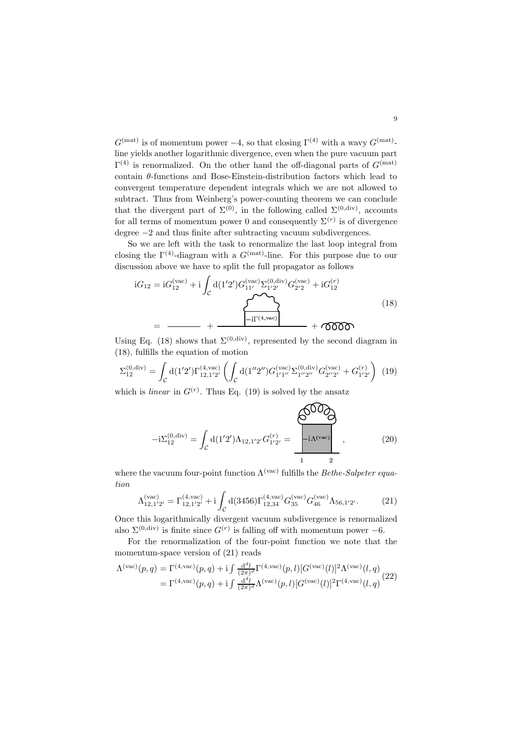$G^{(\mathrm{mat})}$ is of momentum power $-4$, so that closing $\Gamma^{(4)}$ with a wavy $G^{(\mathrm{mat})}$-line yields another logarithmic divergence, even when the pure vacuum part $\Gamma^{(4)}$ is renormalized. On the other hand the off-diagonal parts of $G^{(\mathrm{mat})}$ contain $\theta$-functions and Bose-Einstein-distribution factors which lead to convergent temperature dependent integrals which we are not allowed to subtract. Thus from Weinberg's power-counting theorem we can conclude that the divergent part of $\Sigma^{(0)}$, in the following called $\Sigma^{(0,\mathrm{div})}$, accounts for all terms of momentum power 0 and consequently $\Sigma^{(r)}$ is of divergence degree $-2$ and thus finite after subtracting vacuum subdivergences.

So we are left with the task to renormalize the last loop integral from closing the $\Gamma^{(4)}$-diagram with a $G^{(\mathrm{mat})}$-line. For this purpose due to our discussion above we have to split the full propagator as follows

$$
\begin{aligned}
\mathrm{i}G_{12} &= \mathrm{i}G_{12}^{(\mathrm{vac})} + \mathrm{i}\int_{\mathcal{C}} \mathrm{d}(1'2') G_{11'}^{(\mathrm{vac})} \Sigma_{1'2'}^{(0,\mathrm{div})} G_{2'2}^{(\mathrm{vac})} + \mathrm{i}G_{12}^{(r)} \\
&= \text{———} + \text{[diagram with } -\mathrm{i}\Gamma^{(4,\mathrm{vac})}\text{]} + \text{[curly line]}
\end{aligned}
\tag{18}
$$

Using Eq. (18) shows that $\Sigma^{(0,\mathrm{div})}$, represented by the second diagram in (18), fulfills the equation of motion

$$
\Sigma_{12}^{(0,\mathrm{div})} = \int_{\mathcal{C}} \mathrm{d}(1'2') \Gamma_{12,1'2'}^{(4,\mathrm{vac})} \left( \int_{\mathcal{C}} \mathrm{d}(1''2'') G_{1'1''}^{(\mathrm{vac})} \Sigma_{1''2''}^{(0,\mathrm{div})} G_{2''2'}^{(\mathrm{vac})} + G_{1'2'}^{(r)} \right) \tag{19}
$$

which is *linear* in $G^{(r)}$. Thus Eq. (19) is solved by the ansatz

$$
-\mathrm{i}\Sigma_{12}^{(0,\mathrm{div})} = \int_{\mathcal{C}} \mathrm{d}(1'2') \Lambda_{12,1'2'} G_{1'2'}^{(r)} = \text{[diagram with } -\mathrm{i}\Lambda^{(\mathrm{vac})}\text{, external points 1, 2]}\,, \tag{20}
$$

where the vacuum four-point function $\Lambda^{(\mathrm{vac})}$ fulfills the *Bethe-Salpeter equation*

$$
\Lambda_{12,1'2'}^{(\mathrm{vac})} = \Gamma_{12,1'2'}^{(4,\mathrm{vac})} + \mathrm{i}\int_{\mathcal{C}} \mathrm{d}(3456) \Gamma_{12,34}^{(4,\mathrm{vac})} G_{35}^{(\mathrm{vac})} G_{46}^{(\mathrm{vac})} \Lambda_{56,1'2'}. \tag{21}
$$

Once this logarithmically divergent vacuum subdivergence is renormalized also $\Sigma^{(0,\mathrm{div})}$ is finite since $G^{(r)}$ is falling off with momentum power $-6$.

For the renormalization of the four-point function we note that the momentum-space version of (21) reads

$$
\begin{aligned}
\Lambda^{(\mathrm{vac})}(p,q) &= \Gamma^{(4,\mathrm{vac})}(p,q) + \mathrm{i}\int \frac{\mathrm{d}^d l}{(2\pi)^d} \Gamma^{(4,\mathrm{vac})}(p,l) [G^{(\mathrm{vac})}(l)]^2 \Lambda^{(\mathrm{vac})}(l,q) \\
&= \Gamma^{(4,\mathrm{vac})}(p,q) + \mathrm{i}\int \frac{\mathrm{d}^d l}{(2\pi)^d} \Lambda^{(\mathrm{vac})}(p,l) [G^{(\mathrm{vac})}(l)]^2 \Gamma^{(4,\mathrm{vac})}(l,q)
\end{aligned}
\tag{22}
$$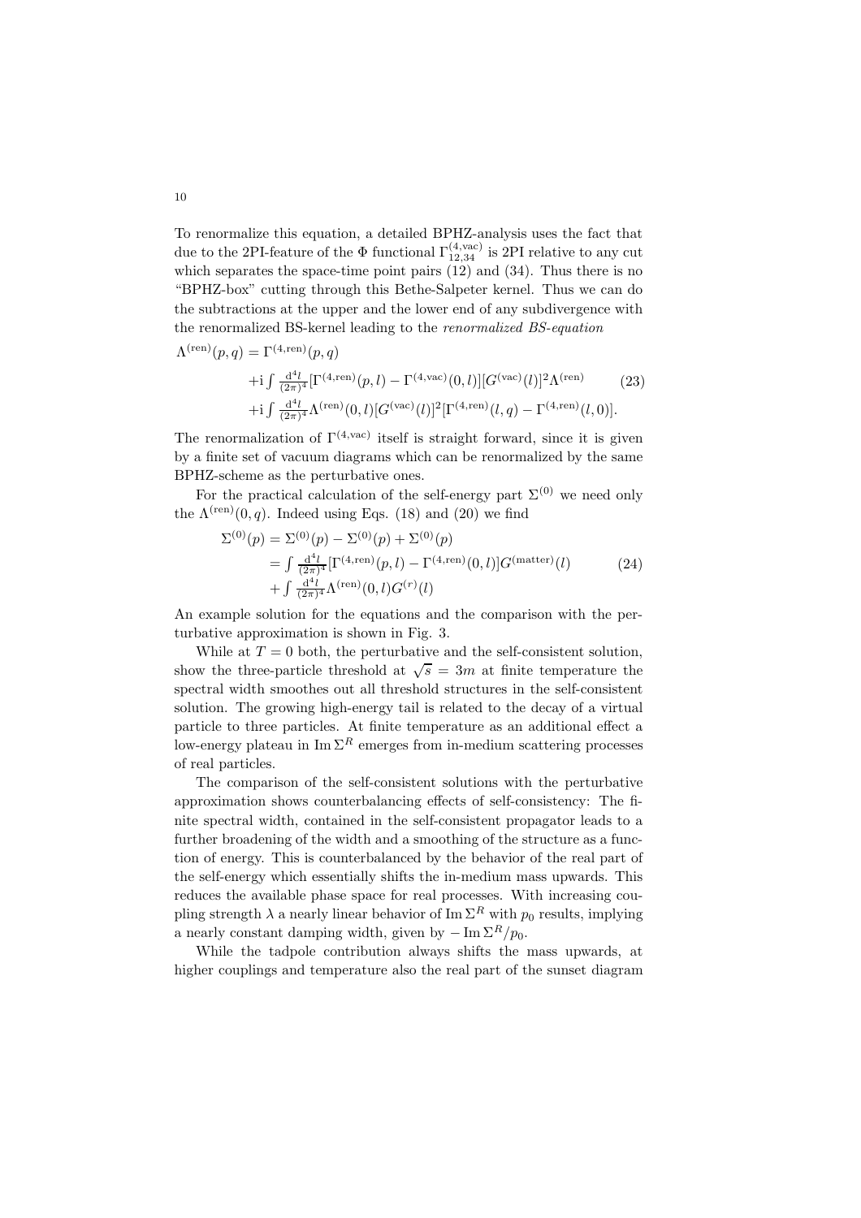To renormalize this equation, a detailed BPHZ-analysis uses the fact that due to the 2PI-feature of the $\Phi$ functional $\Gamma^{(4,\text{vac})}_{12,34}$ is 2PI relative to any cut which separates the space-time point pairs (12) and (34). Thus there is no "BPHZ-box" cutting through this Bethe-Salpeter kernel. Thus we can do the subtractions at the upper and the lower end of any subdivergence with the renormalized BS-kernel leading to the *renormalized BS-equation*

$$
\begin{aligned}
\Lambda^{(\text{ren})}(p,q) = \Gamma^{(4,\text{ren})}(p,q) \\
&+ \mathrm{i} \int \frac{\mathrm{d}^4 l}{(2\pi)^4} [\Gamma^{(4,\text{ren})}(p,l) - \Gamma^{(4,\text{vac})}(0,l)][G^{(\text{vac})}(l)]^2 \Lambda^{(\text{ren})} \\
&+ \mathrm{i} \int \frac{\mathrm{d}^4 l}{(2\pi)^4} \Lambda^{(\text{ren})}(0,l)[G^{(\text{vac})}(l)]^2 [\Gamma^{(4,\text{ren})}(l,q) - \Gamma^{(4,\text{ren})}(l,0)].
\end{aligned}
\tag{23}
$$

The renormalization of $\Gamma^{(4,\text{vac})}$ itself is straight forward, since it is given by a finite set of vacuum diagrams which can be renormalized by the same BPHZ-scheme as the perturbative ones.

For the practical calculation of the self-energy part $\Sigma^{(0)}$ we need only the $\Lambda^{(\text{ren})}(0,q)$. Indeed using Eqs. (18) and (20) we find

$$
\begin{aligned}
\Sigma^{(0)}(p) &= \Sigma^{(0)}(p) - \Sigma^{(0)}(p) + \Sigma^{(0)}(p) \\
&= \int \frac{\mathrm{d}^4 l}{(2\pi)^4} [\Gamma^{(4,\text{ren})}(p,l) - \Gamma^{(4,\text{ren})}(0,l)] G^{(\text{matter})}(l) \\
&+ \int \frac{\mathrm{d}^4 l}{(2\pi)^4} \Lambda^{(\text{ren})}(0,l) G^{(r)}(l)
\end{aligned}
\tag{24}
$$

An example solution for the equations and the comparison with the perturbative approximation is shown in Fig. 3.

While at $T=0$ both, the perturbative and the self-consistent solution, show the three-particle threshold at $\sqrt{s} = 3m$ at finite temperature the spectral width smoothes out all threshold structures in the self-consistent solution. The growing high-energy tail is related to the decay of a virtual particle to three particles. At finite temperature as an additional effect a low-energy plateau in $\operatorname{Im} \Sigma^R$ emerges from in-medium scattering processes of real particles.

The comparison of the self-consistent solutions with the perturbative approximation shows counterbalancing effects of self-consistency: The finite spectral width, contained in the self-consistent propagator leads to a further broadening of the width and a smoothing of the structure as a function of energy. This is counterbalanced by the behavior of the real part of the self-energy which essentially shifts the in-medium mass upwards. This reduces the available phase space for real processes. With increasing coupling strength $\lambda$ a nearly linear behavior of $\operatorname{Im} \Sigma^R$ with $p_0$ results, implying a nearly constant damping width, given by $-\operatorname{Im} \Sigma^R / p_0$.

While the tadpole contribution always shifts the mass upwards, at higher couplings and temperature also the real part of the sunset diagram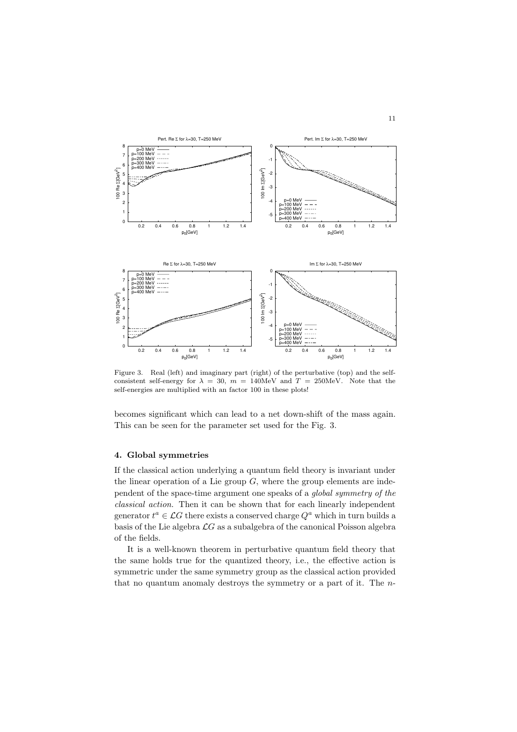Figure 3. Real (left) and imaginary part (right) of the perturbative (top) and the self-consistent self-energy for $\lambda = 30$, $m = 140\text{MeV}$ and $T = 250\text{MeV}$. Note that the self-energies are multiplied with an factor 100 in these plots!

becomes significant which can lead to a net down-shift of the mass again. This can be seen for the parameter set used for the Fig. 3.

## 4. Global symmetries

If the classical action underlying a quantum field theory is invariant under the linear operation of a Lie group $G$, where the group elements are independent of the space-time argument one speaks of a *global symmetry of the classical action*. Then it can be shown that for each linearly independent generator $t^a \in \mathcal{L}G$ there exists a conserved charge $Q^a$ which in turn builds a basis of the Lie algebra $\mathcal{L}G$ as a subalgebra of the canonical Poisson algebra of the fields.

It is a well-known theorem in perturbative quantum field theory that the same holds true for the quantized theory, i.e., the effective action is symmetric under the same symmetry group as the classical action provided that no quantum anomaly destroys the symmetry or a part of it. The $n$-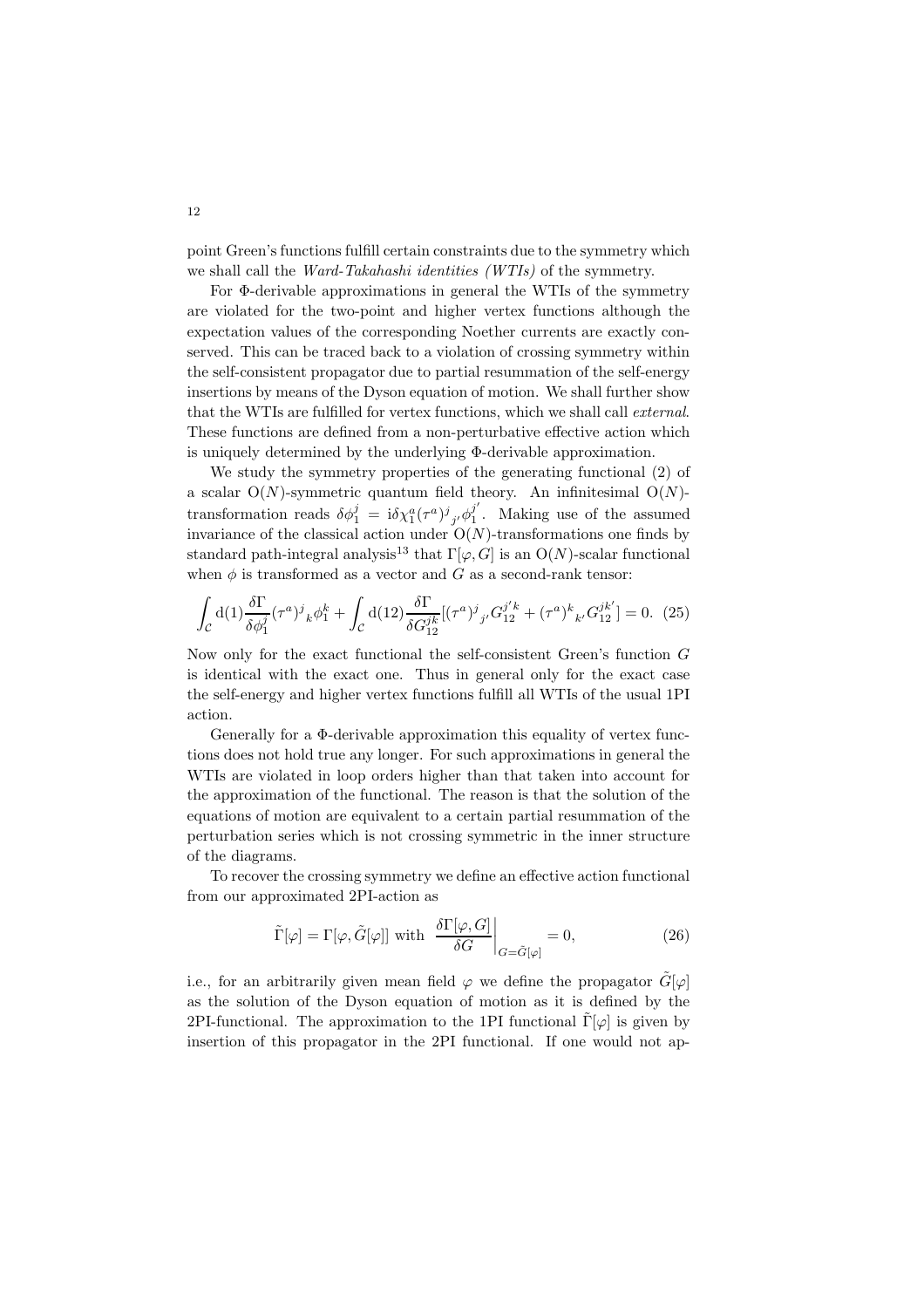point Green's functions fulfill certain constraints due to the symmetry which we shall call the *Ward-Takahashi identities (WTIs)* of the symmetry.

For Φ-derivable approximations in general the WTIs of the symmetry are violated for the two-point and higher vertex functions although the expectation values of the corresponding Noether currents are exactly conserved. This can be traced back to a violation of crossing symmetry within the self-consistent propagator due to partial resummation of the self-energy insertions by means of the Dyson equation of motion. We shall further show that the WTIs are fulfilled for vertex functions, which we shall call *external*. These functions are defined from a non-perturbative effective action which is uniquely determined by the underlying Φ-derivable approximation.

We study the symmetry properties of the generating functional (2) of a scalar $\mathrm{O}(N)$-symmetric quantum field theory. An infinitesimal $\mathrm{O}(N)$-transformation reads $\delta\phi_1^j = \mathrm{i}\delta\chi_1^a(\tau^a)^j{}_{j'}\phi_1^{j'}$. Making use of the assumed invariance of the classical action under $\mathrm{O}(N)$-transformations one finds by standard path-integral analysis[13] that $\Gamma[\varphi, G]$ is an $\mathrm{O}(N)$-scalar functional when $\phi$ is transformed as a vector and $G$ as a second-rank tensor:

$$\int_{\mathcal{C}} \mathrm{d}(1) \frac{\delta\Gamma}{\delta\phi_1^j}(\tau^a)^j{}_k\phi_1^k + \int_{\mathcal{C}} \mathrm{d}(12) \frac{\delta\Gamma}{\delta G_{12}^{jk}}[(\tau^a)^j{}_{j'}G_{12}^{j'k} + (\tau^a)^k{}_{k'}G_{12}^{jk'}] = 0. \quad (25)$$

Now only for the exact functional the self-consistent Green's function $G$ is identical with the exact one. Thus in general only for the exact case the self-energy and higher vertex functions fulfill all WTIs of the usual 1PI action.

Generally for a Φ-derivable approximation this equality of vertex functions does not hold true any longer. For such approximations in general the WTIs are violated in loop orders higher than that taken into account for the approximation of the functional. The reason is that the solution of the equations of motion are equivalent to a certain partial resummation of the perturbation series which is not crossing symmetric in the inner structure of the diagrams.

To recover the crossing symmetry we define an effective action functional from our approximated 2PI-action as

$$\tilde{\Gamma}[\varphi] = \Gamma[\varphi, \tilde{G}[\varphi]] \text{ with } \left.\frac{\delta\Gamma[\varphi, G]}{\delta G}\right|_{G=\tilde{G}[\varphi]} = 0, \quad (26)$$

i.e., for an arbitrarily given mean field $\varphi$ we define the propagator $\tilde{G}[\varphi]$ as the solution of the Dyson equation of motion as it is defined by the 2PI-functional. The approximation to the 1PI functional $\tilde{\Gamma}[\varphi]$ is given by insertion of this propagator in the 2PI functional. If one would not ap-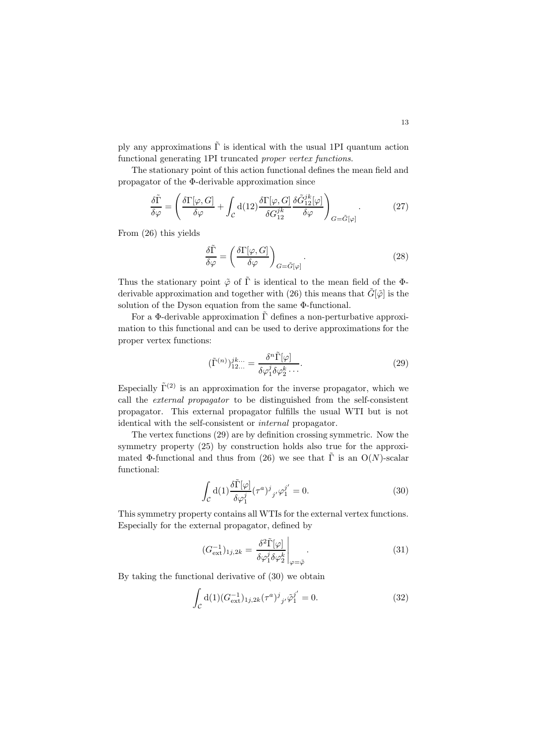ply any approximations $\tilde{\Gamma}$ is identical with the usual 1PI quantum action functional generating 1PI truncated *proper vertex functions*.

The stationary point of this action functional defines the mean field and propagator of the Φ-derivable approximation since

$$\frac{\delta \tilde{\Gamma}}{\delta \varphi} = \left( \frac{\delta \Gamma[\varphi, G]}{\delta \varphi} + \int_{\mathcal{C}} \mathrm{d}(12) \frac{\delta \Gamma[\varphi, G]}{\delta G_{12}^{jk}} \frac{\delta \tilde{G}_{12}^{jk}[\varphi]}{\delta \varphi} \right)_{G=\tilde{G}[\varphi]}. \tag{27}$$

From (26) this yields

$$\frac{\delta \tilde{\Gamma}}{\delta \varphi} = \left( \frac{\delta \Gamma[\varphi, G]}{\delta \varphi} \right)_{G=\tilde{G}[\varphi]}. \tag{28}$$

Thus the stationary point $\tilde{\varphi}$ of $\tilde{\Gamma}$ is identical to the mean field of the Φ-derivable approximation and together with (26) this means that $\tilde{G}[\tilde{\varphi}]$ is the solution of the Dyson equation from the same Φ-functional.

For a Φ-derivable approximation $\tilde{\Gamma}$ defines a non-perturbative approximation to this functional and can be used to derive approximations for the proper vertex functions:

$$(\tilde{\Gamma}^{(n)})_{12\ldots}^{jk\ldots} = \frac{\delta^n \tilde{\Gamma}[\varphi]}{\delta \varphi_1^j \delta \varphi_2^k \cdots}. \tag{29}$$

Especially $\tilde{\Gamma}^{(2)}$ is an approximation for the inverse propagator, which we call the *external propagator* to be distinguished from the self-consistent propagator. This external propagator fulfills the usual WTI but is not identical with the self-consistent or *internal* propagator.

The vertex functions (29) are by definition crossing symmetric. Now the symmetry property (25) by construction holds also true for the approximated Φ-functional and thus from (26) we see that $\tilde{\Gamma}$ is an $\mathrm{O}(N)$-scalar functional:

$$\int_{\mathcal{C}} \mathrm{d}(1) \frac{\delta \tilde{\Gamma}[\varphi]}{\delta \varphi_1^j} (\tau^a)^j{}_{j'} \varphi_1^{j'} = 0. \tag{30}$$

This symmetry property contains all WTIs for the external vertex functions. Especially for the external propagator, defined by

$$(G_{\mathrm{ext}}^{-1})_{1j,2k} = \left. \frac{\delta^2 \tilde{\Gamma}[\varphi]}{\delta \varphi_1^j \delta \varphi_2^k} \right|_{\varphi=\tilde{\varphi}}. \tag{31}$$

By taking the functional derivative of (30) we obtain

$$\int_{\mathcal{C}} \mathrm{d}(1) (G_{\mathrm{ext}}^{-1})_{1j,2k} (\tau^a)^j{}_{j'} \tilde{\varphi}_1^{j'} = 0. \tag{32}$$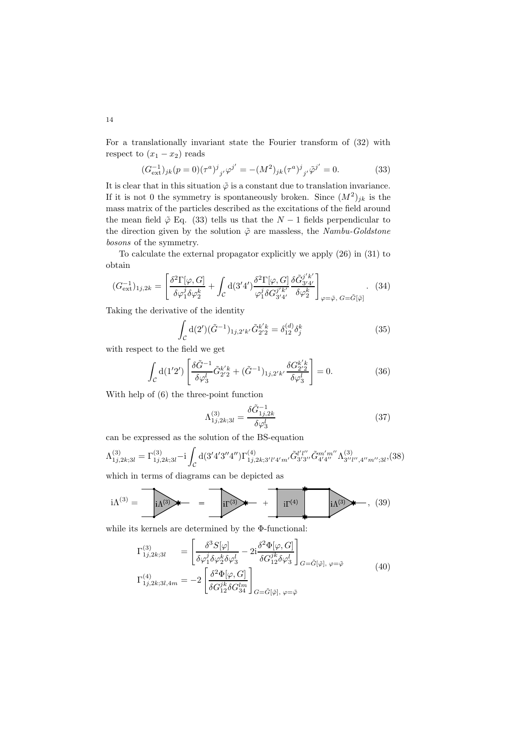For a translationally invariant state the Fourier transform of (32) with respect to $(x_1 - x_2)$ reads

$$(G_{\rm ext}^{-1})_{jk}(p=0)(\tau^a)^j{}_{j'}\varphi^{j'} = -(M^2)_{jk}(\tau^a)^j{}_{j'}\tilde{\varphi}^{j'} = 0. \tag{33}$$

It is clear that in this situation $\tilde{\varphi}$ is a constant due to translation invariance. If it is not 0 the symmetry is spontaneously broken. Since $(M^2)_{jk}$ is the mass matrix of the particles described as the excitations of the field around the mean field $\tilde{\varphi}$ Eq. (33) tells us that the $N-1$ fields perpendicular to the direction given by the solution $\tilde{\varphi}$ are massless, the *Nambu-Goldstone bosons* of the symmetry.

To calculate the external propagator explicitly we apply (26) in (31) to obtain

$$(G_{\rm ext}^{-1})_{1j,2k} = \left[\frac{\delta^2\Gamma[\varphi,G]}{\delta\varphi_1^j\delta\varphi_2^k} + \int_{\mathcal{C}} {\rm d}(3'4')\frac{\delta^2\Gamma[\varphi,G]}{\varphi_1^j\delta G_{3'4'}^{j'k'}}\frac{\delta\tilde{G}_{3'4'}^{j'k'}}{\delta\varphi_2^k}\right]_{\varphi=\tilde{\varphi},\ G=\tilde{G}[\tilde{\varphi}]}. \tag{34}$$

Taking the derivative of the identity

$$\int_{\mathcal{C}} {\rm d}(2')(\tilde{G}^{-1})_{1j,2'k'}\tilde{G}_{2'2}^{k'k} = \delta_{12}^{(d)}\delta_j^k \tag{35}$$

with respect to the field we get

$$\int_{\mathcal{C}} {\rm d}(1'2')\left[\frac{\delta\tilde{G}^{-1}}{\delta\varphi_3^l}\tilde{G}_{2'2}^{k'k} + (\tilde{G}^{-1})_{1j,2'k'}\frac{\delta G_{2'2}^{k'k}}{\delta\varphi_3^l}\right] = 0. \tag{36}$$

With help of (6) the three-point function

$$\Lambda_{1j,2k;3l}^{(3)} = \frac{\delta\tilde{G}_{1j,2k}^{-1}}{\delta\varphi_3^l} \tag{37}$$

can be expressed as the solution of the BS-equation

$$\Lambda_{1j,2k;3l}^{(3)} = \Gamma_{1j,2k;3l}^{(3)} - {\rm i}\int_{\mathcal{C}} {\rm d}(3'4'3''4'')\Gamma_{1j,2k;3'l'4'm'}^{(4)}\tilde{G}_{3'3''}^{l'l''}\tilde{G}_{4'4''}^{m'm''}\Lambda_{3''l'',4''m'';3l}^{(3)}, \tag{38}$$

which in terms of diagrams can be depicted as

$${\rm i}\Lambda^{(3)} = [{\rm i}\Lambda^{(3)}] = [{\rm i}\Gamma^{(3)}] + [{\rm i}\Gamma^{(4)}][{\rm i}\Lambda^{(3)}], \tag{39}$$

while its kernels are determined by the $\Phi$-functional:

$$\begin{aligned}
\Gamma_{1j,2k;3l}^{(3)} &= \left[\frac{\delta^3 S[\varphi]}{\delta\varphi_1^j\delta\varphi_2^k\delta\varphi_3^l} - 2{\rm i}\frac{\delta^2\Phi[\varphi,G]}{\delta G_{12}^{jk}\delta\varphi_3^l}\right]_{G=\tilde{G}[\tilde{\varphi}],\ \varphi=\tilde{\varphi}} \\
\Gamma_{1j,2k;3l,4m}^{(4)} &= -2\left[\frac{\delta^2\Phi[\varphi,G]}{\delta G_{12}^{jk}\delta G_{34}^{lm}}\right]_{G=\tilde{G}[\tilde{\varphi}],\ \varphi=\tilde{\varphi}}
\end{aligned} \tag{40}$$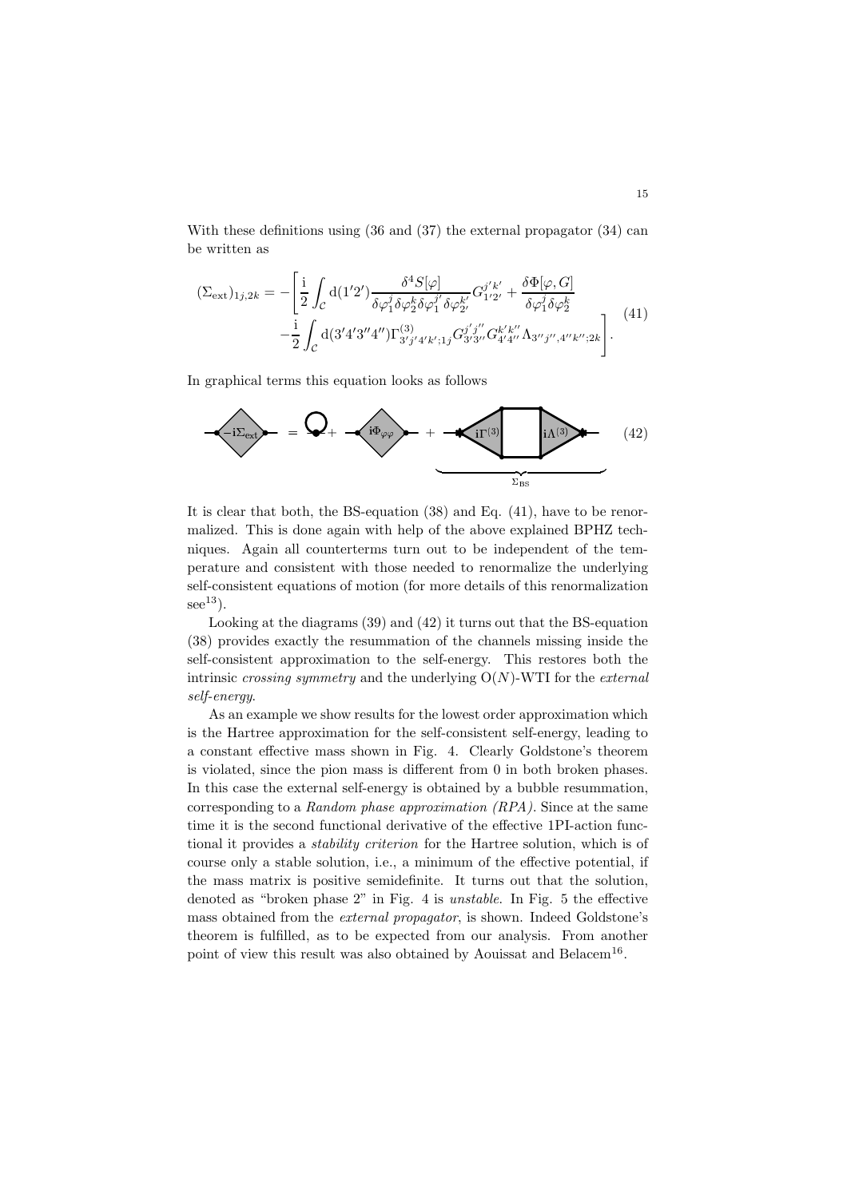With these definitions using (36 and (37) the external propagator (34) can be written as

$$
\begin{split}
(\Sigma_{\text{ext}})_{1j,2k} = -\Bigg[ & \frac{\mathrm{i}}{2} \int_{\mathcal{C}} \mathrm{d}(1'2') \frac{\delta^4 S[\varphi]}{\delta \varphi_1^j \delta \varphi_2^k \delta \varphi_{1'}^{j'} \delta \varphi_{2'}^{k'}} G_{1'2'}^{j'k'} + \frac{\delta \Phi[\varphi, G]}{\delta \varphi_1^j \delta \varphi_2^k} \\
& - \frac{\mathrm{i}}{2} \int_{\mathcal{C}} \mathrm{d}(3'4'3''4'') \Gamma^{(3)}_{3'j'4'k';1j} G_{3'3''}^{j'j''} G_{4'4''}^{k'k''} \Lambda_{3''j'',4''k'';2k} \Bigg].
\end{split}
\tag{41}
$$

In graphical terms this equation looks as follows

$$
-\mathrm{i}\Sigma_{\text{ext}} = (\text{tadpole}) + \mathrm{i}\Phi_{\varphi\varphi} + \underbrace{\mathrm{i}\Gamma^{(3)} \,\square\, \mathrm{i}\Lambda^{(3)}}_{\Sigma_{\text{BS}}} \tag{42}
$$

It is clear that both, the BS-equation (38) and Eq. (41), have to be renormalized. This is done again with help of the above explained BPHZ techniques. Again all counterterms turn out to be independent of the temperature and consistent with those needed to renormalize the underlying self-consistent equations of motion (for more details of this renormalization see[13]).

Looking at the diagrams (39) and (42) it turns out that the BS-equation (38) provides exactly the resummation of the channels missing inside the self-consistent approximation to the self-energy. This restores both the intrinsic *crossing symmetry* and the underlying O($N$)-WTI for the *external self-energy*.

As an example we show results for the lowest order approximation which is the Hartree approximation for the self-consistent self-energy, leading to a constant effective mass shown in Fig. 4. Clearly Goldstone's theorem is violated, since the pion mass is different from 0 in both broken phases. In this case the external self-energy is obtained by a bubble resummation, corresponding to a *Random phase approximation (RPA)*. Since at the same time it is the second functional derivative of the effective 1PI-action functional it provides a *stability criterion* for the Hartree solution, which is of course only a stable solution, i.e., a minimum of the effective potential, if the mass matrix is positive semidefinite. It turns out that the solution, denoted as "broken phase 2" in Fig. 4 is *unstable*. In Fig. 5 the effective mass obtained from the *external propagator*, is shown. Indeed Goldstone's theorem is fulfilled, as to be expected from our analysis. From another point of view this result was also obtained by Aouissat and Belacem[16].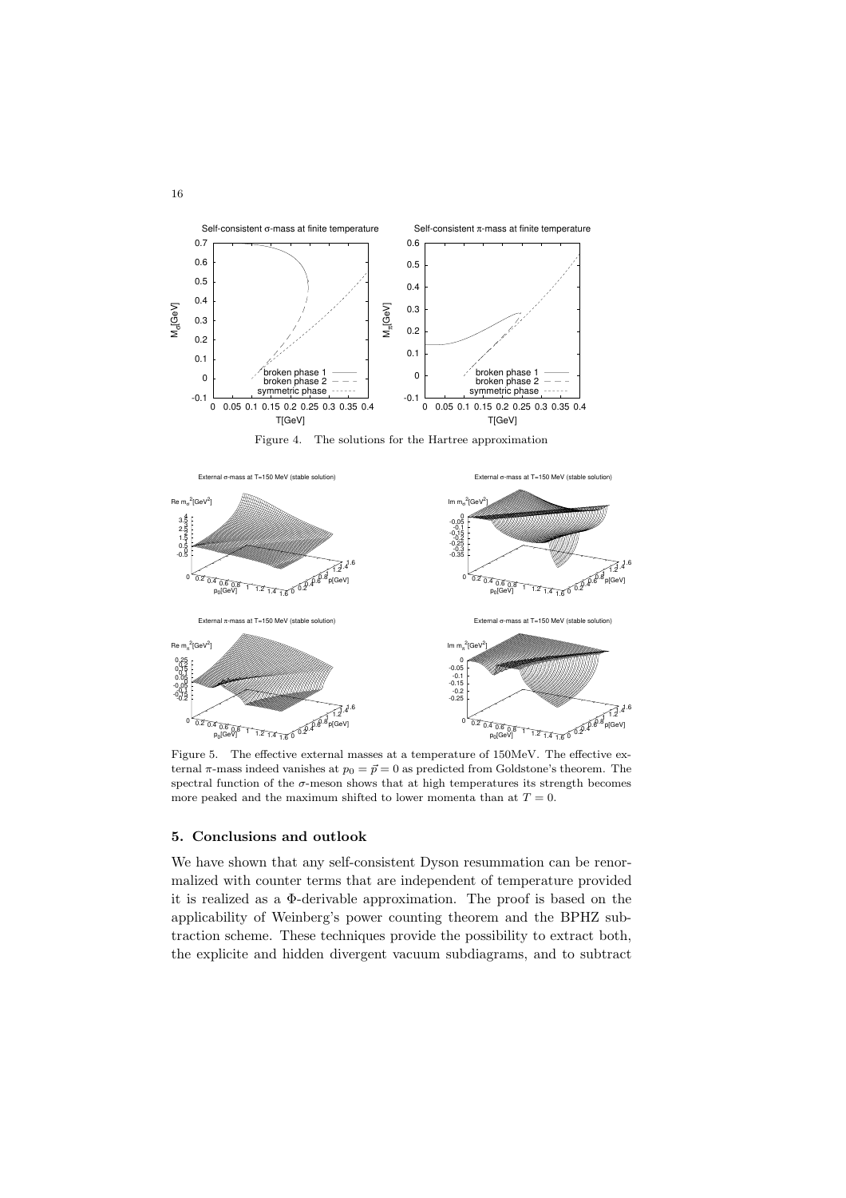Figure 4. The solutions for the Hartree approximation

Figure 5. The effective external masses at a temperature of 150MeV. The effective external $\pi$-mass indeed vanishes at $p_0 = \vec{p} = 0$ as predicted from Goldstone's theorem. The spectral function of the $\sigma$-meson shows that at high temperatures its strength becomes more peaked and the maximum shifted to lower momenta than at $T = 0$.

## 5. Conclusions and outlook

We have shown that any self-consistent Dyson resummation can be renormalized with counter terms that are independent of temperature provided it is realized as a $\Phi$-derivable approximation. The proof is based on the applicability of Weinberg's power counting theorem and the BPHZ subtraction scheme. These techniques provide the possibility to extract both, the explicite and hidden divergent vacuum subdiagrams, and to subtract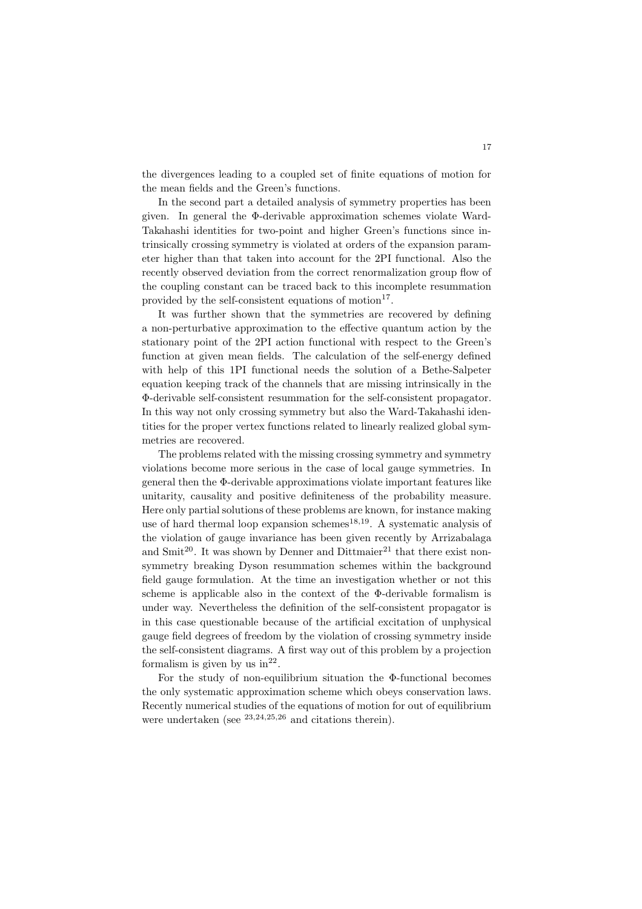the divergences leading to a coupled set of finite equations of motion for the mean fields and the Green's functions.

In the second part a detailed analysis of symmetry properties has been given. In general the $\Phi$-derivable approximation schemes violate Ward-Takahashi identities for two-point and higher Green's functions since intrinsically crossing symmetry is violated at orders of the expansion parameter higher than that taken into account for the 2PI functional. Also the recently observed deviation from the correct renormalization group flow of the coupling constant can be traced back to this incomplete resummation provided by the self-consistent equations of motion[17].

It was further shown that the symmetries are recovered by defining a non-perturbative approximation to the effective quantum action by the stationary point of the 2PI action functional with respect to the Green's function at given mean fields. The calculation of the self-energy defined with help of this 1PI functional needs the solution of a Bethe-Salpeter equation keeping track of the channels that are missing intrinsically in the $\Phi$-derivable self-consistent resummation for the self-consistent propagator. In this way not only crossing symmetry but also the Ward-Takahashi identities for the proper vertex functions related to linearly realized global symmetries are recovered.

The problems related with the missing crossing symmetry and symmetry violations become more serious in the case of local gauge symmetries. In general then the $\Phi$-derivable approximations violate important features like unitarity, causality and positive definiteness of the probability measure. Here only partial solutions of these problems are known, for instance making use of hard thermal loop expansion schemes[18,19]. A systematic analysis of the violation of gauge invariance has been given recently by Arrizabalaga and Smit[20]. It was shown by Denner and Dittmaier[21] that there exist non-symmetry breaking Dyson resummation schemes within the background field gauge formulation. At the time an investigation whether or not this scheme is applicable also in the context of the $\Phi$-derivable formalism is under way. Nevertheless the definition of the self-consistent propagator is in this case questionable because of the artificial excitation of unphysical gauge field degrees of freedom by the violation of crossing symmetry inside the self-consistent diagrams. A first way out of this problem by a projection formalism is given by us in[22].

For the study of non-equilibrium situation the $\Phi$-functional becomes the only systematic approximation scheme which obeys conservation laws. Recently numerical studies of the equations of motion for out of equilibrium were undertaken (see [23,24,25,26] and citations therein).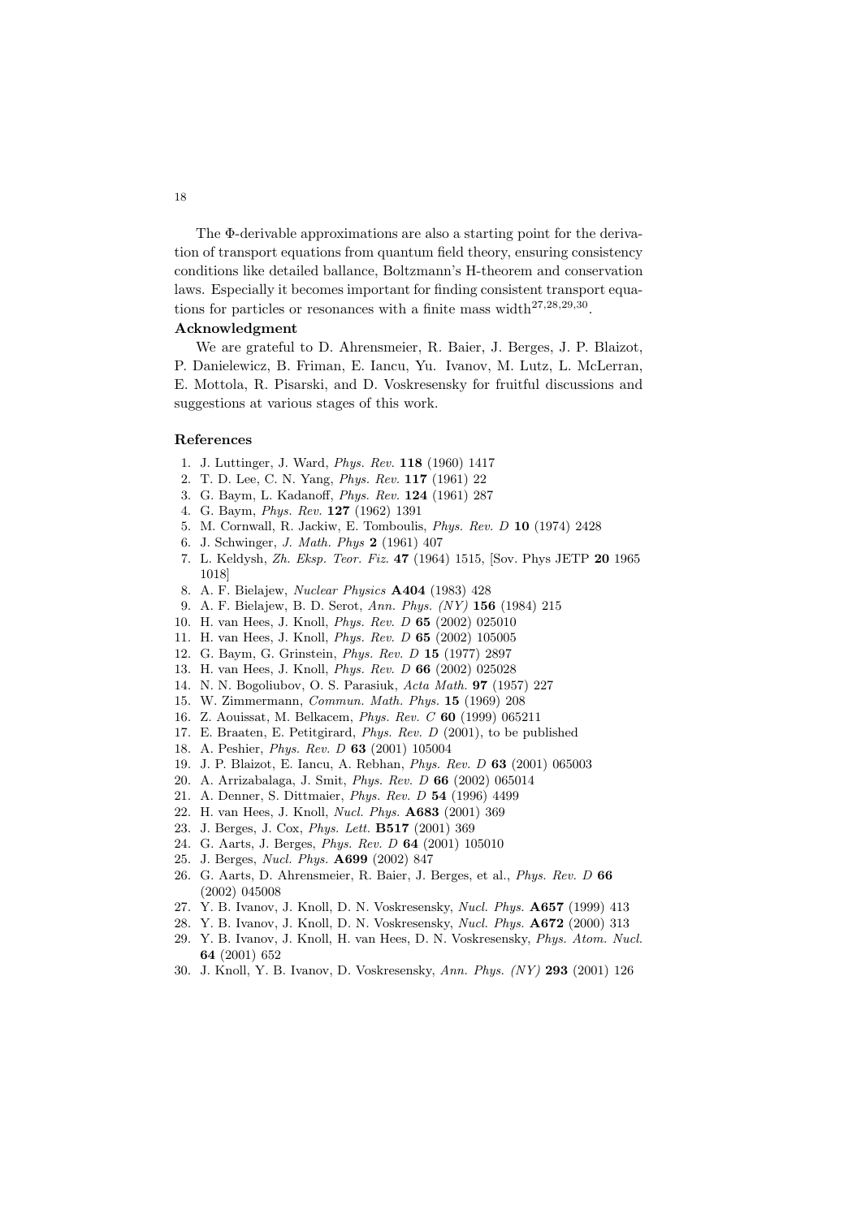The Φ-derivable approximations are also a starting point for the derivation of transport equations from quantum field theory, ensuring consistency conditions like detailed ballance, Boltzmann's H-theorem and conservation laws. Especially it becomes important for finding consistent transport equations for particles or resonances with a finite mass width[27,28,29,30].

**Acknowledgment**

We are grateful to D. Ahrensmeier, R. Baier, J. Berges, J. P. Blaizot, P. Danielewicz, B. Friman, E. Iancu, Yu. Ivanov, M. Lutz, L. McLerran, E. Mottola, R. Pisarski, and D. Voskresensky for fruitful discussions and suggestions at various stages of this work.

## References

1. J. Luttinger, J. Ward, *Phys. Rev.* **118** (1960) 1417
2. T. D. Lee, C. N. Yang, *Phys. Rev.* **117** (1961) 22
3. G. Baym, L. Kadanoff, *Phys. Rev.* **124** (1961) 287
4. G. Baym, *Phys. Rev.* **127** (1962) 1391
5. M. Cornwall, R. Jackiw, E. Tomboulis, *Phys. Rev. D* **10** (1974) 2428
6. J. Schwinger, *J. Math. Phys* **2** (1961) 407
7. L. Keldysh, *Zh. Eksp. Teor. Fiz.* **47** (1964) 1515, [Sov. Phys JETP **20** 1965 1018]
8. A. F. Bielajew, *Nuclear Physics* **A404** (1983) 428
9. A. F. Bielajew, B. D. Serot, *Ann. Phys. (NY)* **156** (1984) 215
10. H. van Hees, J. Knoll, *Phys. Rev. D* **65** (2002) 025010
11. H. van Hees, J. Knoll, *Phys. Rev. D* **65** (2002) 105005
12. G. Baym, G. Grinstein, *Phys. Rev. D* **15** (1977) 2897
13. H. van Hees, J. Knoll, *Phys. Rev. D* **66** (2002) 025028
14. N. N. Bogoliubov, O. S. Parasiuk, *Acta Math.* **97** (1957) 227
15. W. Zimmermann, *Commun. Math. Phys.* **15** (1969) 208
16. Z. Aouissat, M. Belkacem, *Phys. Rev. C* **60** (1999) 065211
17. E. Braaten, E. Petitgirard, *Phys. Rev. D* (2001), to be published
18. A. Peshier, *Phys. Rev. D* **63** (2001) 105004
19. J. P. Blaizot, E. Iancu, A. Rebhan, *Phys. Rev. D* **63** (2001) 065003
20. A. Arrizabalaga, J. Smit, *Phys. Rev. D* **66** (2002) 065014
21. A. Denner, S. Dittmaier, *Phys. Rev. D* **54** (1996) 4499
22. H. van Hees, J. Knoll, *Nucl. Phys.* **A683** (2001) 369
23. J. Berges, J. Cox, *Phys. Lett.* **B517** (2001) 369
24. G. Aarts, J. Berges, *Phys. Rev. D* **64** (2001) 105010
25. J. Berges, *Nucl. Phys.* **A699** (2002) 847
26. G. Aarts, D. Ahrensmeier, R. Baier, J. Berges, et al., *Phys. Rev. D* **66** (2002) 045008
27. Y. B. Ivanov, J. Knoll, D. N. Voskresensky, *Nucl. Phys.* **A657** (1999) 413
28. Y. B. Ivanov, J. Knoll, D. N. Voskresensky, *Nucl. Phys.* **A672** (2000) 313
29. Y. B. Ivanov, J. Knoll, H. van Hees, D. N. Voskresensky, *Phys. Atom. Nucl.* **64** (2001) 652
30. J. Knoll, Y. B. Ivanov, D. Voskresensky, *Ann. Phys. (NY)* **293** (2001) 126